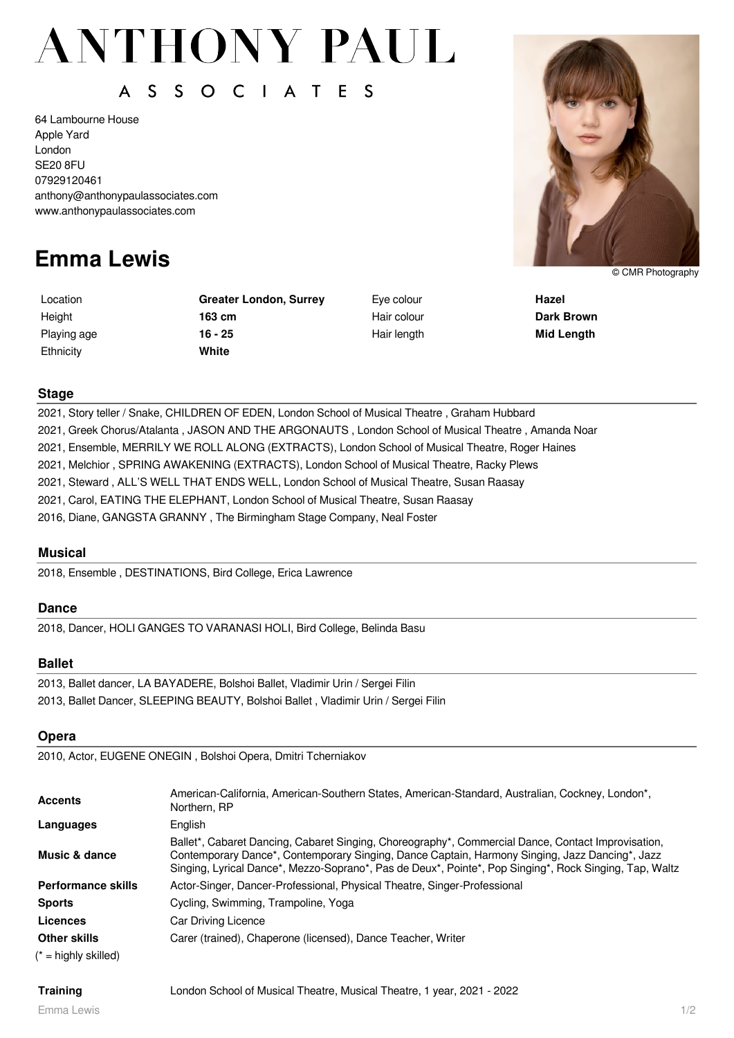# ANTHONY PAUL
## ASSOCIATES

64 Lambourne House
Apple Yard
London
SE20 8FU
07929120461
anthony@anthonypaulassociates.com
www.anthonypaulassociates.com

© CMR Photography

# Emma Lewis

| | | | |
|---|---|---|---|
| Location | **Greater London, Surrey** | Eye colour | **Hazel** |
| Height | **163 cm** | Hair colour | **Dark Brown** |
| Playing age | **16 - 25** | Hair length | **Mid Length** |
| Ethnicity | **White** | | |

## Stage

2021, Story teller / Snake, CHILDREN OF EDEN, London School of Musical Theatre , Graham Hubbard
2021, Greek Chorus/Atalanta , JASON AND THE ARGONAUTS , London School of Musical Theatre , Amanda Noar
2021, Ensemble, MERRILY WE ROLL ALONG (EXTRACTS), London School of Musical Theatre, Roger Haines
2021, Melchior , SPRING AWAKENING (EXTRACTS), London School of Musical Theatre, Racky Plews
2021, Steward , ALL'S WELL THAT ENDS WELL, London School of Musical Theatre, Susan Raasay
2021, Carol, EATING THE ELEPHANT, London School of Musical Theatre, Susan Raasay
2016, Diane, GANGSTA GRANNY , The Birmingham Stage Company, Neal Foster

## Musical

2018, Ensemble , DESTINATIONS, Bird College, Erica Lawrence

## Dance

2018, Dancer, HOLI GANGES TO VARANASI HOLI, Bird College, Belinda Basu

## Ballet

2013, Ballet dancer, LA BAYADERE, Bolshoi Ballet, Vladimir Urin / Sergei Filin
2013, Ballet Dancer, SLEEPING BEAUTY, Bolshoi Ballet , Vladimir Urin / Sergei Filin

## Opera

2010, Actor, EUGENE ONEGIN , Bolshoi Opera, Dmitri Tcherniakov

| | |
|---|---|
| **Accents** | American-California, American-Southern States, American-Standard, Australian, Cockney, London*, Northern, RP |
| **Languages** | English |
| **Music & dance** | Ballet*, Cabaret Dancing, Cabaret Singing, Choreography*, Commercial Dance, Contact Improvisation, Contemporary Dance*, Contemporary Singing, Dance Captain, Harmony Singing, Jazz Dancing*, Jazz Singing, Lyrical Dance*, Mezzo-Soprano*, Pas de Deux*, Pointe*, Pop Singing*, Rock Singing, Tap, Waltz |
| **Performance skills** | Actor-Singer, Dancer-Professional, Physical Theatre, Singer-Professional |
| **Sports** | Cycling, Swimming, Trampoline, Yoga |
| **Licences** | Car Driving Licence |
| **Other skills** | Carer (trained), Chaperone (licensed), Dance Teacher, Writer |

(* = highly skilled)

**Training** London School of Musical Theatre, Musical Theatre, 1 year, 2021 - 2022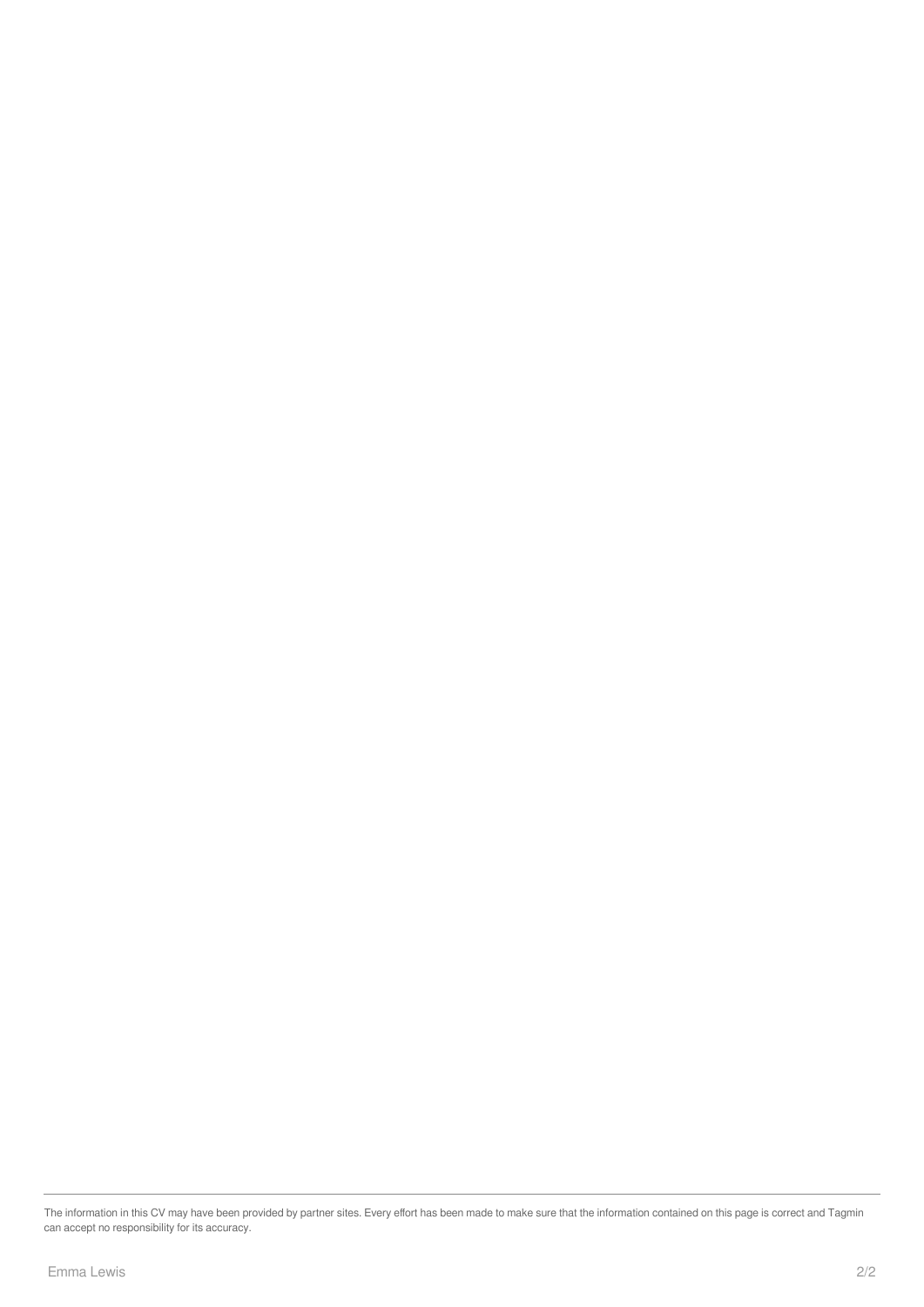The information in this CV may have been provided by partner sites. Every effort has been made to make sure that the information contained on this page is correct and Tagmin can accept no responsibility for its accuracy.